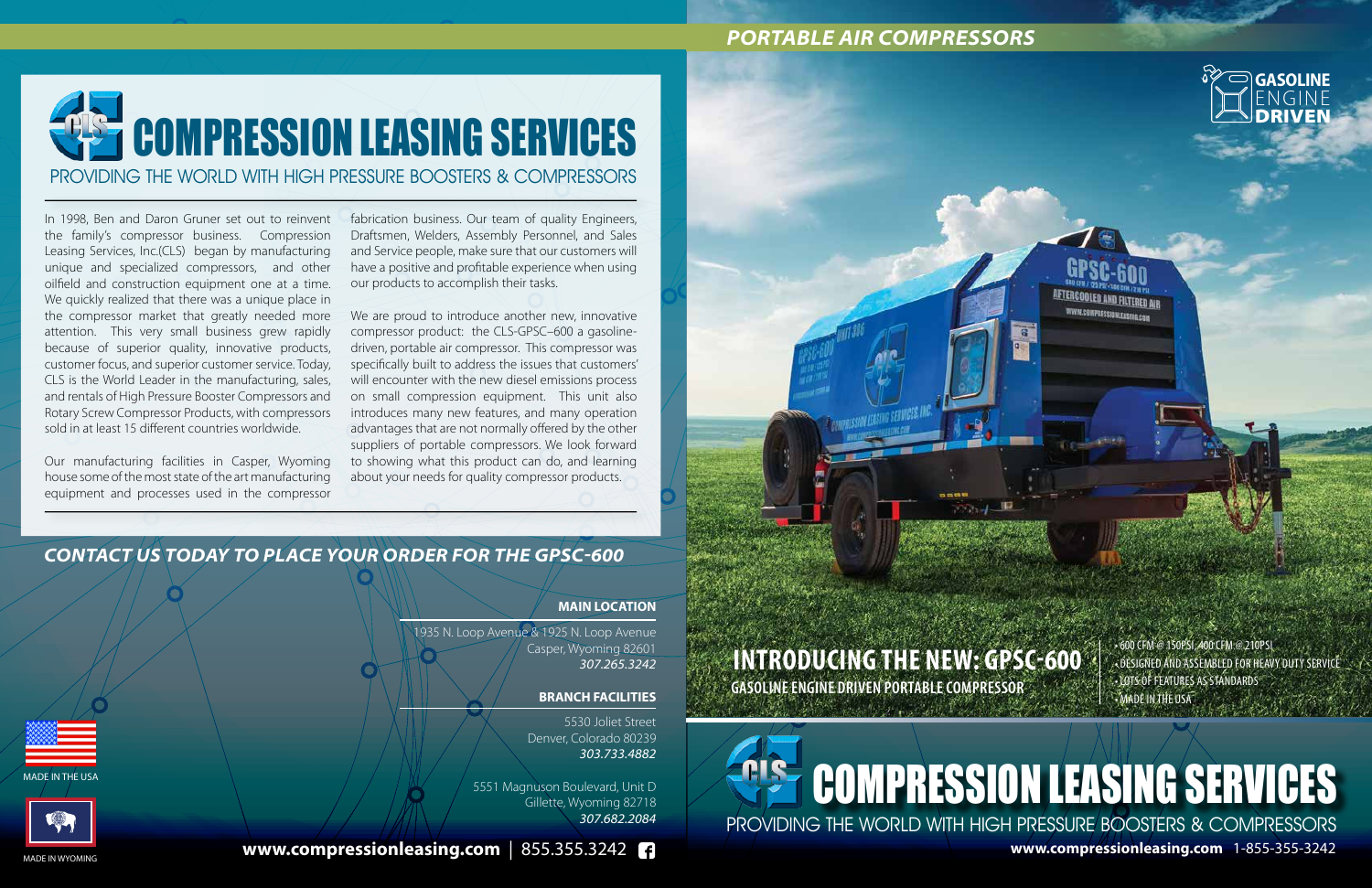# COMPRESSION LEASING SERVICES

PROVIDING THE WORLD WITH HIGH PRESSURE BOOSTERS & COMPRESSORS

In 1998, Ben and Daron Gruner set out to reinvent the family's compressor business. Compression Leasing Services, Inc.(CLS) began by manufacturing unique and specialized compressors, and other oilfield and construction equipment one at a time. We quickly realized that there was a unique place in the compressor market that greatly needed more attention. This very small business grew rapidly because of superior quality, innovative products, customer focus, and superior customer service. Today, CLS is the World Leader in the manufacturing, sales, and rentals of High Pressure Booster Compressors and Rotary Screw Compressor Products, with compressors sold in at least 15 different countries worldwide.

Our manufacturing facilities in Casper, Wyoming house some of the most state of the art manufacturing equipment and processes used in the compressor fabrication business. Our team of quality Engineers, Draftsmen, Welders, Assembly Personnel, and Sales and Service people, make sure that our customers will have a positive and profitable experience when using our products to accomplish their tasks.

We are proud to introduce another new, innovative compressor product: the CLS-GPSC–600 a gasoline-driven, portable air compressor. This compressor was specifically built to address the issues that customers' will encounter with the new diesel emissions process on small compression equipment. This unit also introduces many new features, and many operation advantages that are not normally offered by the other suppliers of portable compressors. We look forward to showing what this product can do, and learning about your needs for quality compressor products.

## *CONTACT US TODAY TO PLACE YOUR ORDER FOR THE GPSC-600*

**MAIN LOCATION**

1935 N. Loop Avenue & 1925 N. Loop Avenue
Casper, Wyoming 82601
*307.265.3242*

**BRANCH FACILITIES**

5530 Joliet Street
Denver, Colorado 80239
*303.733.4882*

5551 Magnuson Boulevard, Unit D
Gillette, Wyoming 82718
*307.682.2084*

MADE IN THE USA

MADE IN WYOMING

**www.compressionleasing.com** | 855.355.3242

## *PORTABLE AIR COMPRESSORS*

GASOLINE ENGINE DRIVEN

# INTRODUCING THE NEW: GPSC-600

**GASOLINE ENGINE DRIVEN PORTABLE COMPRESSOR**

- 600 CFM @ 150PSI, 400 CFM @ 210PSI
- DESIGNED AND ASSEMBLED FOR HEAVY DUTY SERVICE
- LOTS OF FEATURES AS STANDARDS
- MADE IN THE USA

# COMPRESSION LEASING SERVICES

PROVIDING THE WORLD WITH HIGH PRESSURE BOOSTERS & COMPRESSORS

**www.compressionleasing.com** 1-855-355-3242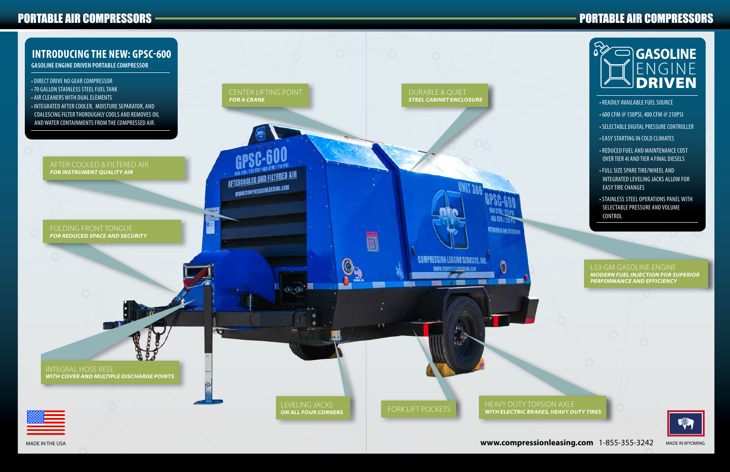# PORTABLE AIR COMPRESSORS

## INTRODUCING THE NEW: GPSC-600

**GASOLINE ENGINE DRIVEN PORTABLE COMPRESSOR**

- DIRECT DRIVE NO GEAR COMPRESSOR
- 70 GALLON STAINLESS STEEL FUEL TANK
- AIR CLEANERS WITH DUAL ELEMENTS
- INTEGRATED AFTER COOLER, MOISTURE SEPARATOR, AND COALESCING FILTER THOROUGHLY COOLS AND REMOVES OIL AND WATER CONTAINMENTS FROM THE COMPRESSED AIR.

AFTER COOLED & FILTERED AIR
***FOR INSTRUMENT QUALITY AIR***

FOLDING FRONT TONGUE
***FOR REDUCED SPACE AND SECURITY***

INTEGRAL HOSE REEL
***WITH COVER AND MULTIPLE DISCHARGE POINTS***

CENTER LIFTING POINT
***FOR A CRANE***

DURABLE & QUIET
***STEEL CABINET ENCLOSURE***

LEVELING JACKS
***ON ALL FOUR CORNERS***

FORK LIFT POCKETS

HEAVY DUTY TORSION AXLE
***WITH ELECTRIC BRAKES, HEAVY DUTY TIRES***

LS3-GM GASOLINE ENGINE
***MODERN FUEL INJECTION FOR SUPERIOR PERFORMANCE AND EFFICIENCY***

## GASOLINE ENGINE DRIVEN

- READILY AVAILABLE FUEL SOURCE
- 600 CFM @ 150PSI, 400 CFM @ 210PSI
- SELECTABLE DIGITAL PRESSURE CONTROLLER
- EASY STARTING IN COLD CLIMATES
- REDUCED FUEL AND MAINTENANCE COST OVER TIER 4I AND TIER 4 FINAL DIESELS
- FULL SIZE SPARE TIRE/WHEEL AND INTEGRATED LEVELING JACKS ALLOW FOR EASY TIRE CHANGES
- STAINLESS STEEL OPERATIONS PANEL WITH SELECTABLE PRESSURE AND VOLUME CONTROL

MADE IN THE USA

**www.compressionleasing.com** 1-855-355-3242

MADE IN WYOMING